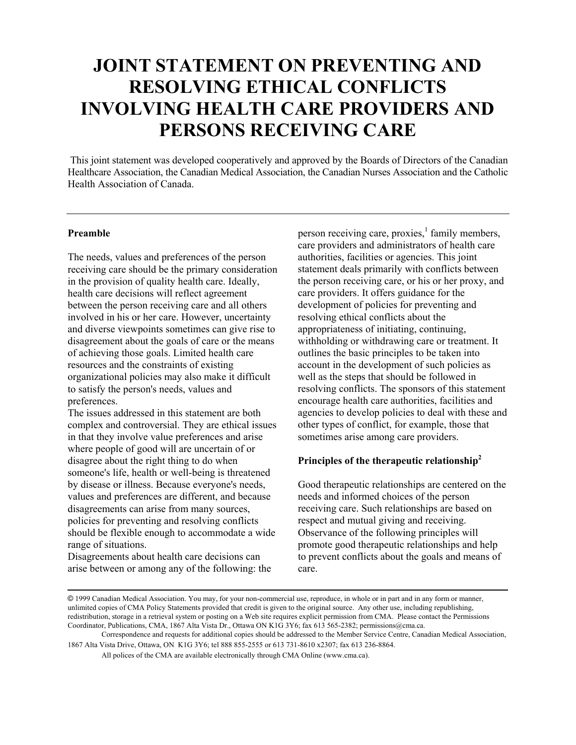# JOINT STATEMENT ON PREVENTING AND RESOLVING ETHICAL CONFLICTS INVOLVING HEALTH CARE PROVIDERS AND PERSONS RECEIVING CARE

This joint statement was developed cooperatively and approved by the Boards of Directors of the Canadian Healthcare Association, the Canadian Medical Association, the Canadian Nurses Association and the Catholic Health Association of Canada.

---

## Preamble

The needs, values and preferences of the person receiving care should be the primary consideration in the provision of quality health care. Ideally, health care decisions will reflect agreement between the person receiving care and all others involved in his or her care. However, uncertainty and diverse viewpoints sometimes can give rise to disagreement about the goals of care or the means of achieving those goals. Limited health care resources and the constraints of existing organizational policies may also make it difficult to satisfy the person's needs, values and preferences.

The issues addressed in this statement are both complex and controversial. They are ethical issues in that they involve value preferences and arise where people of good will are uncertain of or disagree about the right thing to do when someone's life, health or well-being is threatened by disease or illness. Because everyone's needs, values and preferences are different, and because disagreements can arise from many sources, policies for preventing and resolving conflicts should be flexible enough to accommodate a wide range of situations.

Disagreements about health care decisions can arise between or among any of the following: the person receiving care, proxies,[1] family members, care providers and administrators of health care authorities, facilities or agencies. This joint statement deals primarily with conflicts between the person receiving care, or his or her proxy, and care providers. It offers guidance for the development of policies for preventing and resolving ethical conflicts about the appropriateness of initiating, continuing, withholding or withdrawing care or treatment. It outlines the basic principles to be taken into account in the development of such policies as well as the steps that should be followed in resolving conflicts. The sponsors of this statement encourage health care authorities, facilities and agencies to develop policies to deal with these and other types of conflict, for example, those that sometimes arise among care providers.

## Principles of the therapeutic relationship[2]

Good therapeutic relationships are centered on the needs and informed choices of the person receiving care. Such relationships are based on respect and mutual giving and receiving. Observance of the following principles will promote good therapeutic relationships and help to prevent conflicts about the goals and means of care.

---

© 1999 Canadian Medical Association. You may, for your non-commercial use, reproduce, in whole or in part and in any form or manner, unlimited copies of CMA Policy Statements provided that credit is given to the original source. Any other use, including republishing, redistribution, storage in a retrieval system or posting on a Web site requires explicit permission from CMA. Please contact the Permissions Coordinator, Publications, CMA, 1867 Alta Vista Dr., Ottawa ON K1G 3Y6; fax 613 565-2382; permissions@cma.ca.

Correspondence and requests for additional copies should be addressed to the Member Service Centre, Canadian Medical Association, 1867 Alta Vista Drive, Ottawa, ON K1G 3Y6; tel 888 855-2555 or 613 731-8610 x2307; fax 613 236-8864.

All polices of the CMA are available electronically through CMA Online (www.cma.ca).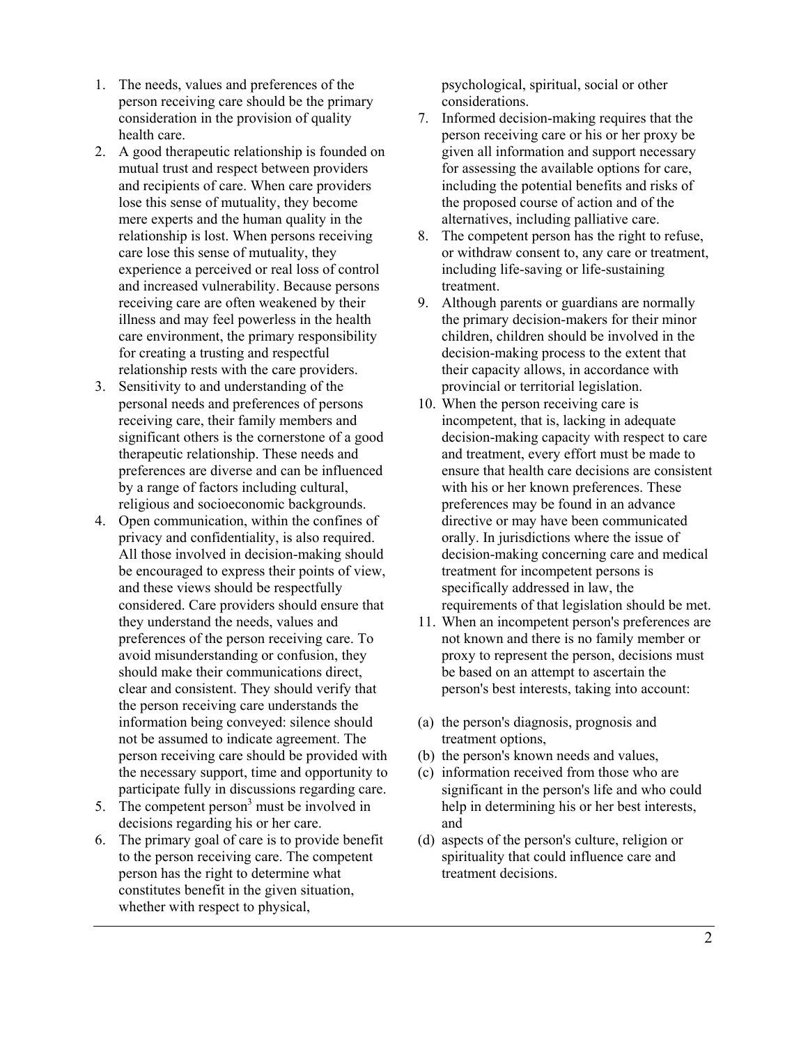1. The needs, values and preferences of the person receiving care should be the primary consideration in the provision of quality health care.
2. A good therapeutic relationship is founded on mutual trust and respect between providers and recipients of care. When care providers lose this sense of mutuality, they become mere experts and the human quality in the relationship is lost. When persons receiving care lose this sense of mutuality, they experience a perceived or real loss of control and increased vulnerability. Because persons receiving care are often weakened by their illness and may feel powerless in the health care environment, the primary responsibility for creating a trusting and respectful relationship rests with the care providers.
3. Sensitivity to and understanding of the personal needs and preferences of persons receiving care, their family members and significant others is the cornerstone of a good therapeutic relationship. These needs and preferences are diverse and can be influenced by a range of factors including cultural, religious and socioeconomic backgrounds.
4. Open communication, within the confines of privacy and confidentiality, is also required. All those involved in decision-making should be encouraged to express their points of view, and these views should be respectfully considered. Care providers should ensure that they understand the needs, values and preferences of the person receiving care. To avoid misunderstanding or confusion, they should make their communications direct, clear and consistent. They should verify that the person receiving care understands the information being conveyed: silence should not be assumed to indicate agreement. The person receiving care should be provided with the necessary support, time and opportunity to participate fully in discussions regarding care.
5. The competent person[3] must be involved in decisions regarding his or her care.
6. The primary goal of care is to provide benefit to the person receiving care. The competent person has the right to determine what constitutes benefit in the given situation, whether with respect to physical, psychological, spiritual, social or other considerations.
7. Informed decision-making requires that the person receiving care or his or her proxy be given all information and support necessary for assessing the available options for care, including the potential benefits and risks of the proposed course of action and of the alternatives, including palliative care.
8. The competent person has the right to refuse, or withdraw consent to, any care or treatment, including life-saving or life-sustaining treatment.
9. Although parents or guardians are normally the primary decision-makers for their minor children, children should be involved in the decision-making process to the extent that their capacity allows, in accordance with provincial or territorial legislation.
10. When the person receiving care is incompetent, that is, lacking in adequate decision-making capacity with respect to care and treatment, every effort must be made to ensure that health care decisions are consistent with his or her known preferences. These preferences may be found in an advance directive or may have been communicated orally. In jurisdictions where the issue of decision-making concerning care and medical treatment for incompetent persons is specifically addressed in law, the requirements of that legislation should be met.
11. When an incompetent person's preferences are not known and there is no family member or proxy to represent the person, decisions must be based on an attempt to ascertain the person's best interests, taking into account:

(a) the person's diagnosis, prognosis and treatment options,
(b) the person's known needs and values,
(c) information received from those who are significant in the person's life and who could help in determining his or her best interests, and
(d) aspects of the person's culture, religion or spirituality that could influence care and treatment decisions.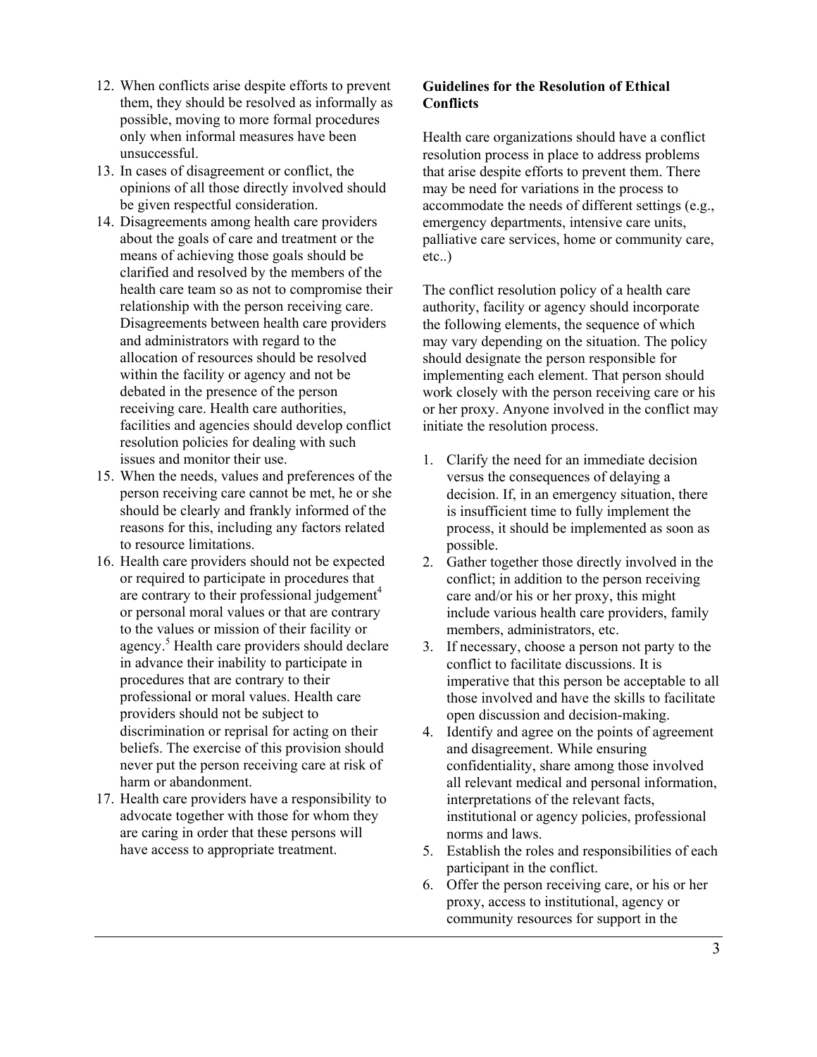12. When conflicts arise despite efforts to prevent them, they should be resolved as informally as possible, moving to more formal procedures only when informal measures have been unsuccessful.
13. In cases of disagreement or conflict, the opinions of all those directly involved should be given respectful consideration.
14. Disagreements among health care providers about the goals of care and treatment or the means of achieving those goals should be clarified and resolved by the members of the health care team so as not to compromise their relationship with the person receiving care. Disagreements between health care providers and administrators with regard to the allocation of resources should be resolved within the facility or agency and not be debated in the presence of the person receiving care. Health care authorities, facilities and agencies should develop conflict resolution policies for dealing with such issues and monitor their use.
15. When the needs, values and preferences of the person receiving care cannot be met, he or she should be clearly and frankly informed of the reasons for this, including any factors related to resource limitations.
16. Health care providers should not be expected or required to participate in procedures that are contrary to their professional judgement[4] or personal moral values or that are contrary to the values or mission of their facility or agency.[5] Health care providers should declare in advance their inability to participate in procedures that are contrary to their professional or moral values. Health care providers should not be subject to discrimination or reprisal for acting on their beliefs. The exercise of this provision should never put the person receiving care at risk of harm or abandonment.
17. Health care providers have a responsibility to advocate together with those for whom they are caring in order that these persons will have access to appropriate treatment.

**Guidelines for the Resolution of Ethical Conflicts**

Health care organizations should have a conflict resolution process in place to address problems that arise despite efforts to prevent them. There may be need for variations in the process to accommodate the needs of different settings (e.g., emergency departments, intensive care units, palliative care services, home or community care, etc..)

The conflict resolution policy of a health care authority, facility or agency should incorporate the following elements, the sequence of which may vary depending on the situation. The policy should designate the person responsible for implementing each element. That person should work closely with the person receiving care or his or her proxy. Anyone involved in the conflict may initiate the resolution process.

1. Clarify the need for an immediate decision versus the consequences of delaying a decision. If, in an emergency situation, there is insufficient time to fully implement the process, it should be implemented as soon as possible.
2. Gather together those directly involved in the conflict; in addition to the person receiving care and/or his or her proxy, this might include various health care providers, family members, administrators, etc.
3. If necessary, choose a person not party to the conflict to facilitate discussions. It is imperative that this person be acceptable to all those involved and have the skills to facilitate open discussion and decision-making.
4. Identify and agree on the points of agreement and disagreement. While ensuring confidentiality, share among those involved all relevant medical and personal information, interpretations of the relevant facts, institutional or agency policies, professional norms and laws.
5. Establish the roles and responsibilities of each participant in the conflict.
6. Offer the person receiving care, or his or her proxy, access to institutional, agency or community resources for support in the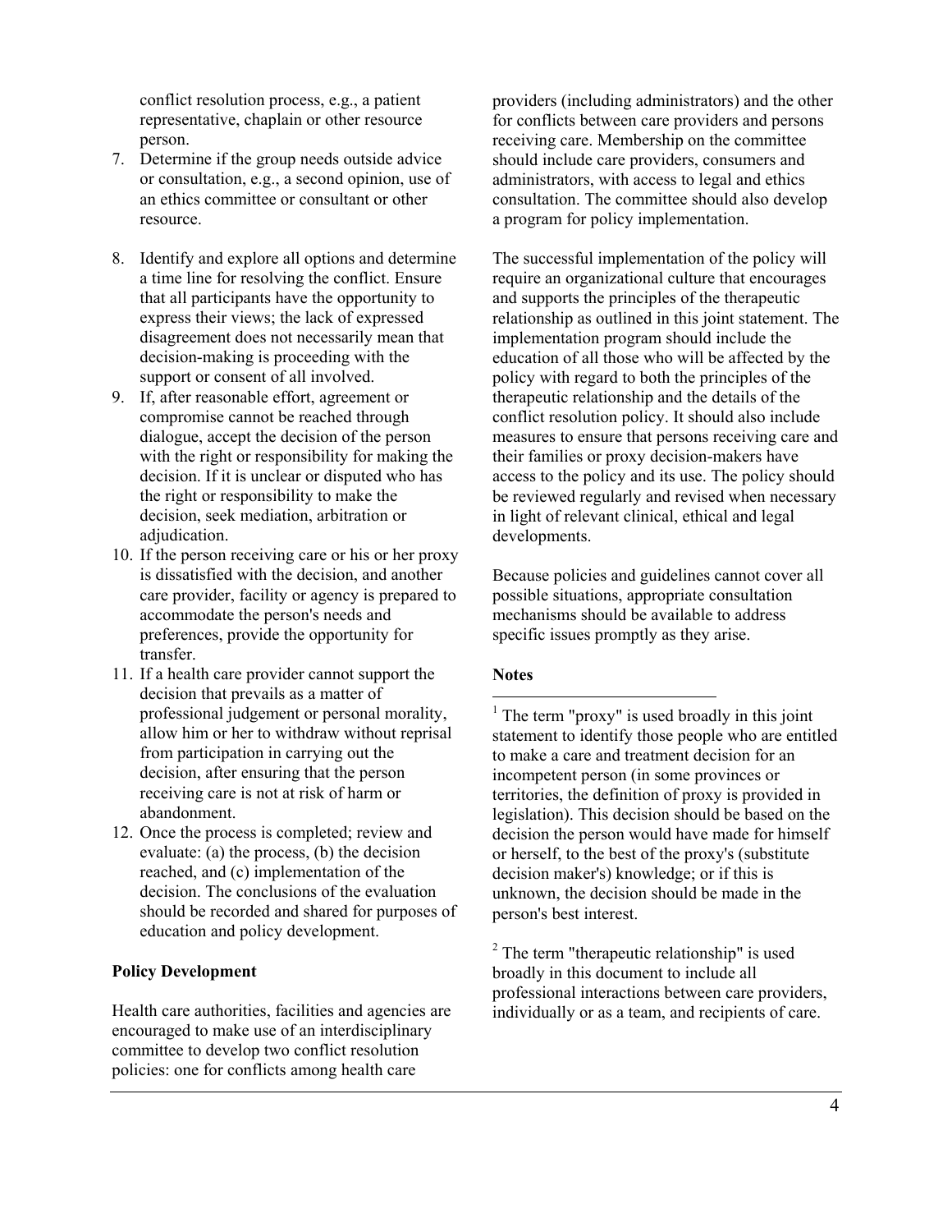conflict resolution process, e.g., a patient representative, chaplain or other resource person.

7. Determine if the group needs outside advice or consultation, e.g., a second opinion, use of an ethics committee or consultant or other resource.
8. Identify and explore all options and determine a time line for resolving the conflict. Ensure that all participants have the opportunity to express their views; the lack of expressed disagreement does not necessarily mean that decision-making is proceeding with the support or consent of all involved.
9. If, after reasonable effort, agreement or compromise cannot be reached through dialogue, accept the decision of the person with the right or responsibility for making the decision. If it is unclear or disputed who has the right or responsibility to make the decision, seek mediation, arbitration or adjudication.
10. If the person receiving care or his or her proxy is dissatisfied with the decision, and another care provider, facility or agency is prepared to accommodate the person's needs and preferences, provide the opportunity for transfer.
11. If a health care provider cannot support the decision that prevails as a matter of professional judgement or personal morality, allow him or her to withdraw without reprisal from participation in carrying out the decision, after ensuring that the person receiving care is not at risk of harm or abandonment.
12. Once the process is completed; review and evaluate: (a) the process, (b) the decision reached, and (c) implementation of the decision. The conclusions of the evaluation should be recorded and shared for purposes of education and policy development.

**Policy Development**

Health care authorities, facilities and agencies are encouraged to make use of an interdisciplinary committee to develop two conflict resolution policies: one for conflicts among health care providers (including administrators) and the other for conflicts between care providers and persons receiving care. Membership on the committee should include care providers, consumers and administrators, with access to legal and ethics consultation. The committee should also develop a program for policy implementation.

The successful implementation of the policy will require an organizational culture that encourages and supports the principles of the therapeutic relationship as outlined in this joint statement. The implementation program should include the education of all those who will be affected by the policy with regard to both the principles of the therapeutic relationship and the details of the conflict resolution policy. It should also include measures to ensure that persons receiving care and their families or proxy decision-makers have access to the policy and its use. The policy should be reviewed regularly and revised when necessary in light of relevant clinical, ethical and legal developments.

Because policies and guidelines cannot cover all possible situations, appropriate consultation mechanisms should be available to address specific issues promptly as they arise.

**Notes**

[1] The term "proxy" is used broadly in this joint statement to identify those people who are entitled to make a care and treatment decision for an incompetent person (in some provinces or territories, the definition of proxy is provided in legislation). This decision should be based on the decision the person would have made for himself or herself, to the best of the proxy's (substitute decision maker's) knowledge; or if this is unknown, the decision should be made in the person's best interest.

[2] The term "therapeutic relationship" is used broadly in this document to include all professional interactions between care providers, individually or as a team, and recipients of care.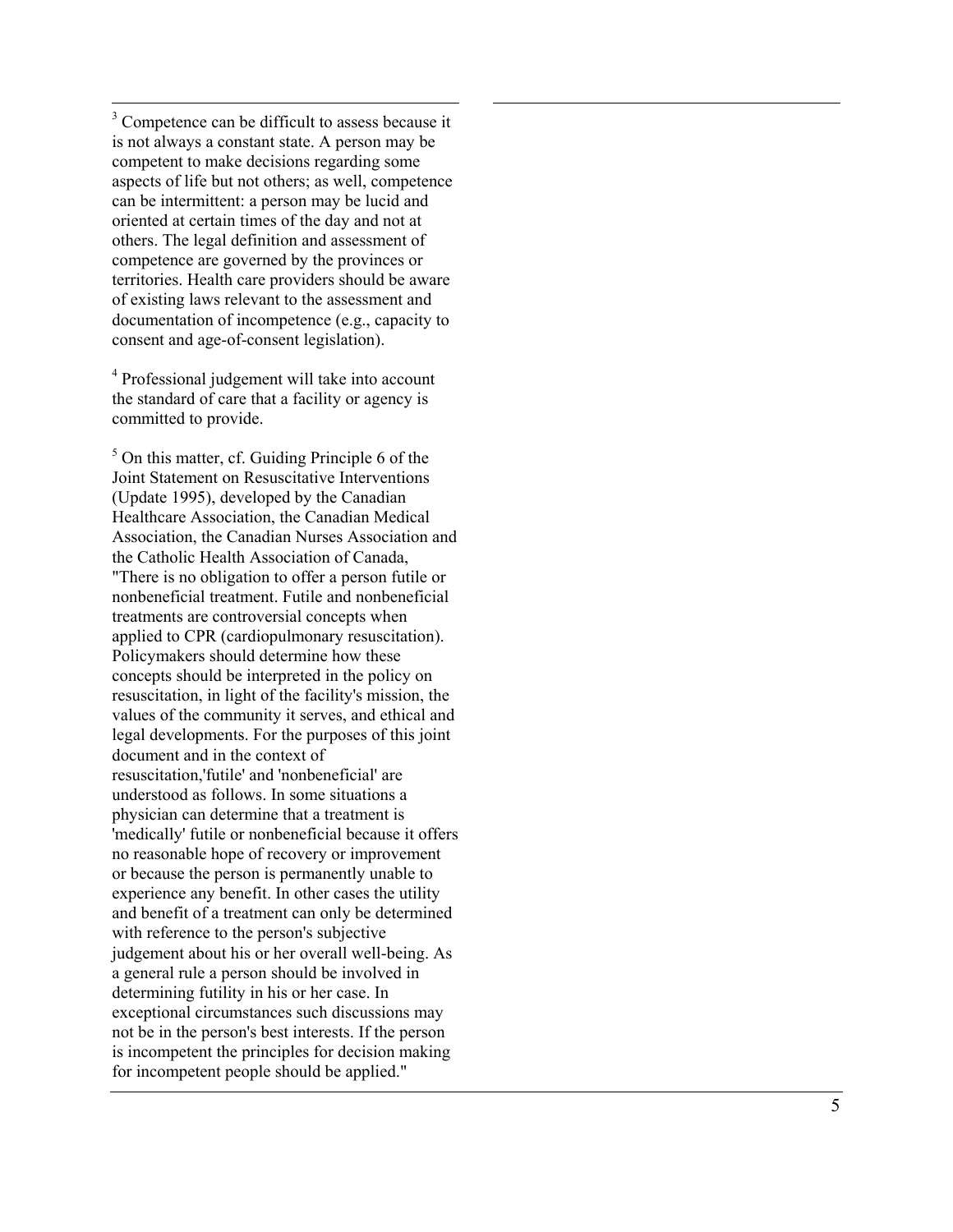[3] Competence can be difficult to assess because it is not always a constant state. A person may be competent to make decisions regarding some aspects of life but not others; as well, competence can be intermittent: a person may be lucid and oriented at certain times of the day and not at others. The legal definition and assessment of competence are governed by the provinces or territories. Health care providers should be aware of existing laws relevant to the assessment and documentation of incompetence (e.g., capacity to consent and age-of-consent legislation).

[4] Professional judgement will take into account the standard of care that a facility or agency is committed to provide.

[5] On this matter, cf. Guiding Principle 6 of the Joint Statement on Resuscitative Interventions (Update 1995), developed by the Canadian Healthcare Association, the Canadian Medical Association, the Canadian Nurses Association and the Catholic Health Association of Canada, "There is no obligation to offer a person futile or nonbeneficial treatment. Futile and nonbeneficial treatments are controversial concepts when applied to CPR (cardiopulmonary resuscitation). Policymakers should determine how these concepts should be interpreted in the policy on resuscitation, in light of the facility's mission, the values of the community it serves, and ethical and legal developments. For the purposes of this joint document and in the context of resuscitation,'futile' and 'nonbeneficial' are understood as follows. In some situations a physician can determine that a treatment is 'medically' futile or nonbeneficial because it offers no reasonable hope of recovery or improvement or because the person is permanently unable to experience any benefit. In other cases the utility and benefit of a treatment can only be determined with reference to the person's subjective judgement about his or her overall well-being. As a general rule a person should be involved in determining futility in his or her case. In exceptional circumstances such discussions may not be in the person's best interests. If the person is incompetent the principles for decision making for incompetent people should be applied."